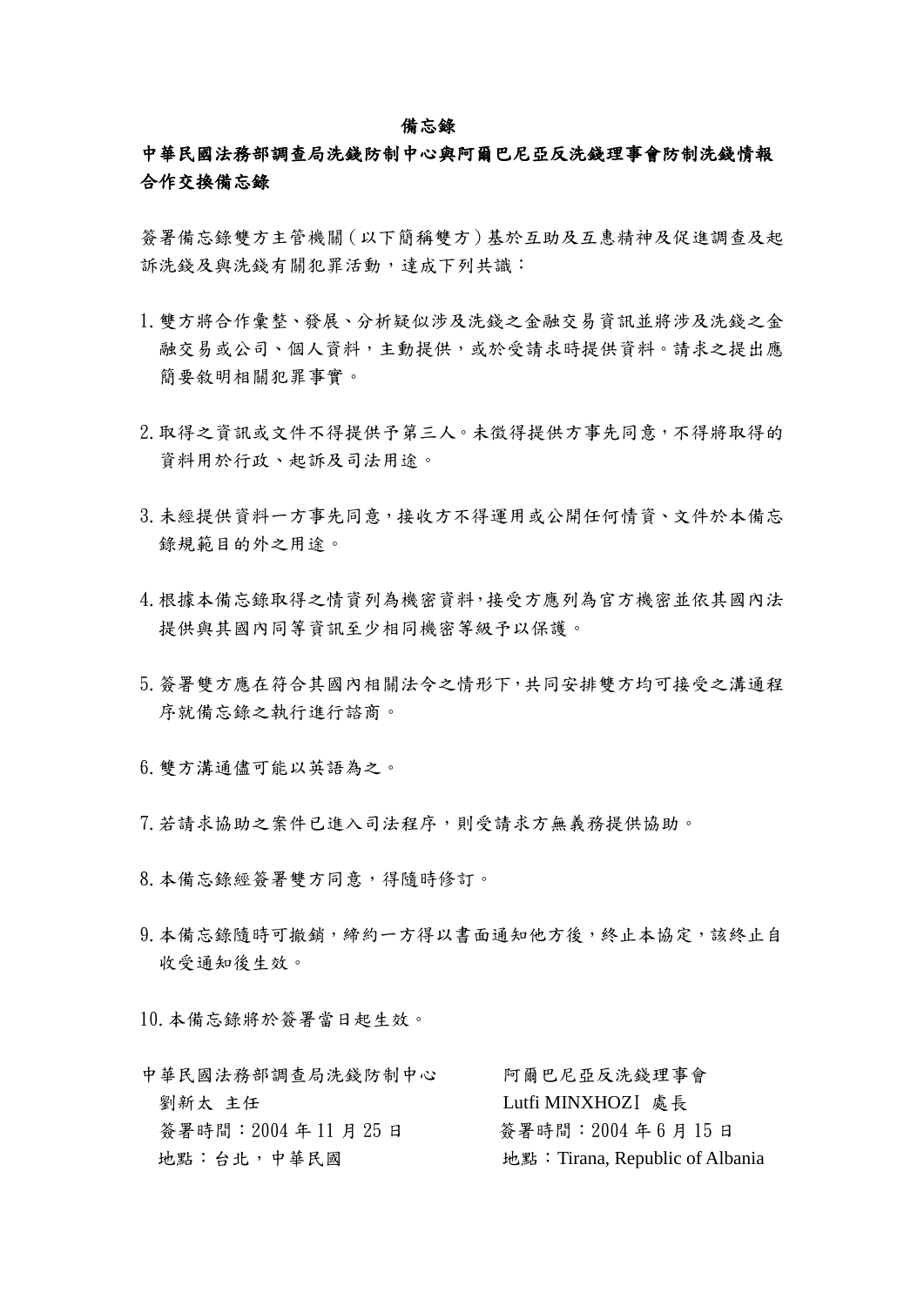# 備忘錄

## 中華民國法務部調查局洗錢防制中心與阿爾巴尼亞反洗錢理事會防制洗錢情報合作交換備忘錄

簽署備忘錄雙方主管機關（以下簡稱雙方）基於互助及互惠精神及促進調查及起訴洗錢及與洗錢有關犯罪活動，達成下列共識：

1. 雙方將合作彙整、發展、分析疑似涉及洗錢之金融交易資訊並將涉及洗錢之金融交易或公司、個人資料，主動提供，或於受請求時提供資料。請求之提出應簡要敘明相關犯罪事實。

2. 取得之資訊或文件不得提供予第三人。未徵得提供方事先同意，不得將取得的資料用於行政、起訴及司法用途。

3. 未經提供資料一方事先同意，接收方不得運用或公開任何情資、文件於本備忘錄規範目的外之用途。

4. 根據本備忘錄取得之情資列為機密資料，接受方應列為官方機密並依其國內法提供與其國內同等資訊至少相同機密等級予以保護。

5. 簽署雙方應在符合其國內相關法令之情形下，共同安排雙方均可接受之溝通程序就備忘錄之執行進行諮商。

6. 雙方溝通儘可能以英語為之。

7. 若請求協助之案件已進入司法程序，則受請求方無義務提供協助。

8. 本備忘錄經簽署雙方同意，得隨時修訂。

9. 本備忘錄隨時可撤銷，締約一方得以書面通知他方後，終止本協定，該終止自收受通知後生效。

10. 本備忘錄將於簽署當日起生效。

中華民國法務部調查局洗錢防制中心
劉新太 主任
簽署時間：2004 年 11 月 25 日
地點：台北，中華民國

阿爾巴尼亞反洗錢理事會
Lutfi MINXHOZI 處長
簽署時間：2004 年 6 月 15 日
地點：Tirana, Republic of Albania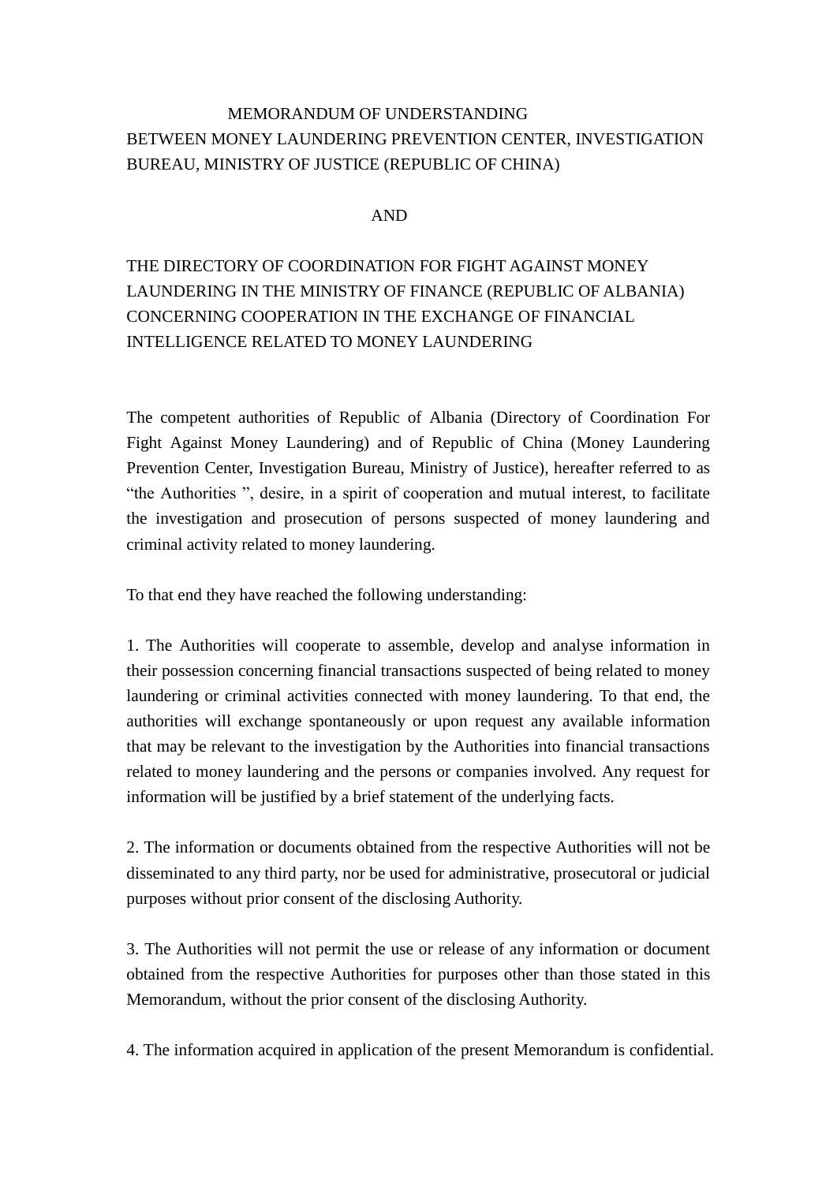MEMORANDUM OF UNDERSTANDING
BETWEEN MONEY LAUNDERING PREVENTION CENTER, INVESTIGATION BUREAU, MINISTRY OF JUSTICE (REPUBLIC OF CHINA)

AND

THE DIRECTORY OF COORDINATION FOR FIGHT AGAINST MONEY LAUNDERING IN THE MINISTRY OF FINANCE (REPUBLIC OF ALBANIA) CONCERNING COOPERATION IN THE EXCHANGE OF FINANCIAL INTELLIGENCE RELATED TO MONEY LAUNDERING

The competent authorities of Republic of Albania (Directory of Coordination For Fight Against Money Laundering) and of Republic of China (Money Laundering Prevention Center, Investigation Bureau, Ministry of Justice), hereafter referred to as "the Authorities ", desire, in a spirit of cooperation and mutual interest, to facilitate the investigation and prosecution of persons suspected of money laundering and criminal activity related to money laundering.

To that end they have reached the following understanding:

1. The Authorities will cooperate to assemble, develop and analyse information in their possession concerning financial transactions suspected of being related to money laundering or criminal activities connected with money laundering. To that end, the authorities will exchange spontaneously or upon request any available information that may be relevant to the investigation by the Authorities into financial transactions related to money laundering and the persons or companies involved. Any request for information will be justified by a brief statement of the underlying facts.

2. The information or documents obtained from the respective Authorities will not be disseminated to any third party, nor be used for administrative, prosecutoral or judicial purposes without prior consent of the disclosing Authority.

3. The Authorities will not permit the use or release of any information or document obtained from the respective Authorities for purposes other than those stated in this Memorandum, without the prior consent of the disclosing Authority.

4. The information acquired in application of the present Memorandum is confidential.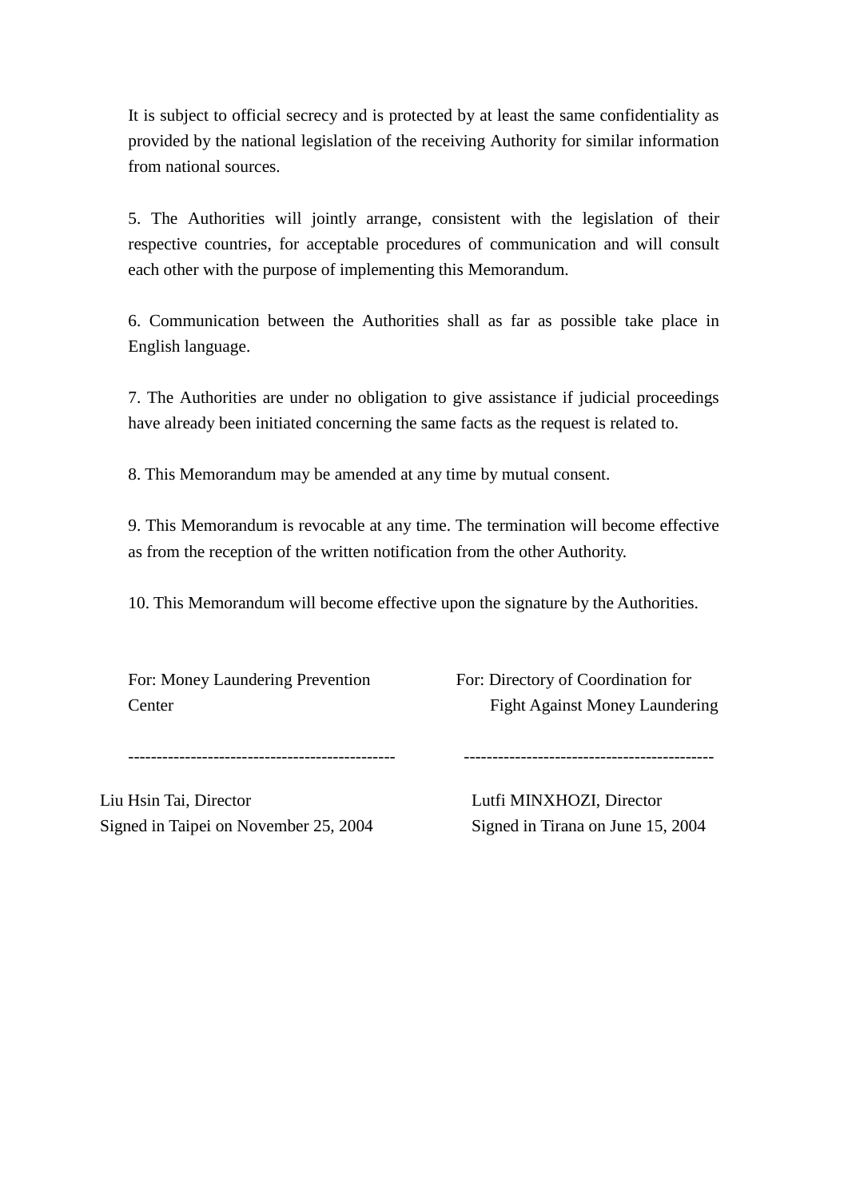It is subject to official secrecy and is protected by at least the same confidentiality as provided by the national legislation of the receiving Authority for similar information from national sources.

5. The Authorities will jointly arrange, consistent with the legislation of their respective countries, for acceptable procedures of communication and will consult each other with the purpose of implementing this Memorandum.

6. Communication between the Authorities shall as far as possible take place in English language.

7. The Authorities are under no obligation to give assistance if judicial proceedings have already been initiated concerning the same facts as the request is related to.

8. This Memorandum may be amended at any time by mutual consent.

9. This Memorandum is revocable at any time. The termination will become effective as from the reception of the written notification from the other Authority.

10. This Memorandum will become effective upon the signature by the Authorities.

| | |
|---|---|
| For: Money Laundering Prevention Center | For: Directory of Coordination for Fight Against Money Laundering |
| ---------------------------------------------- | -------------------------------------------- |
| Liu Hsin Tai, Director | Lutfi MINXHOZI, Director |
| Signed in Taipei on November 25, 2004 | Signed in Tirana on June 15, 2004 |